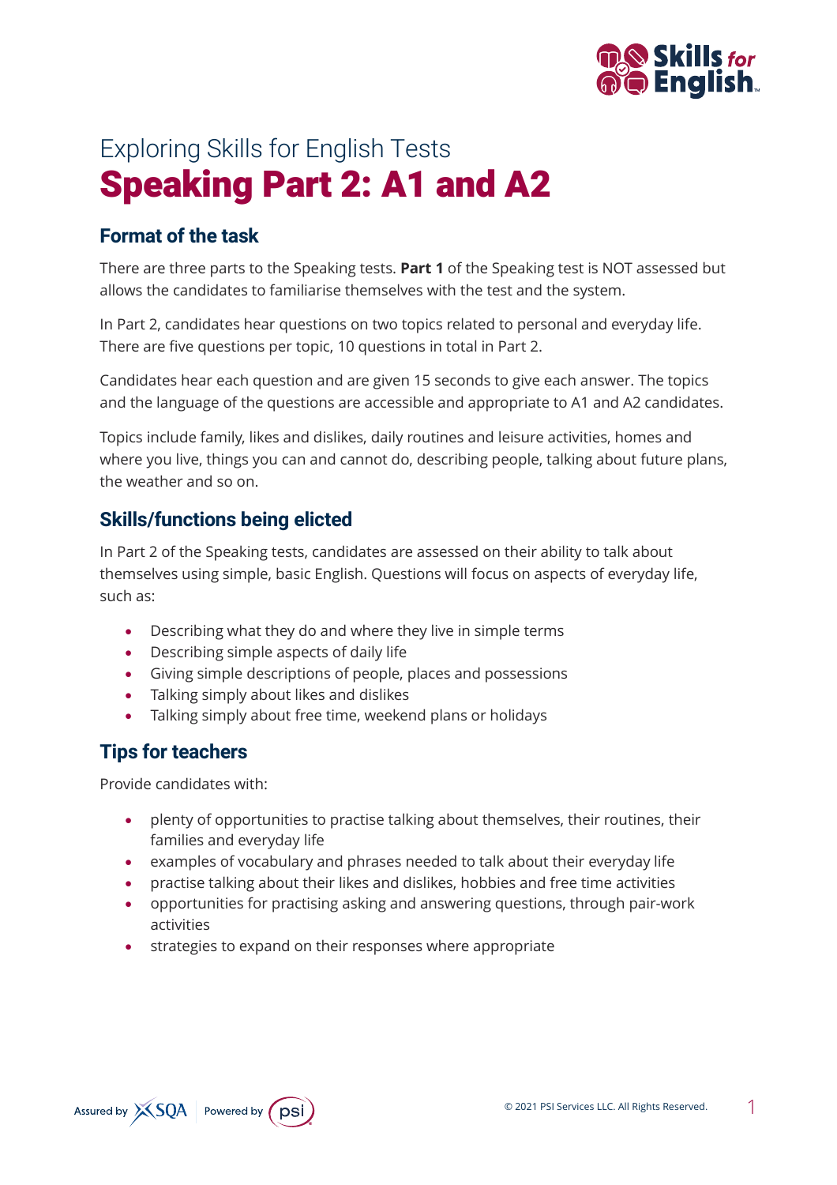Exploring Skills for English Tests

# Speaking Part 2: A1 and A2

## Format of the task

There are three parts to the Speaking tests. **Part 1** of the Speaking test is NOT assessed but allows the candidates to familiarise themselves with the test and the system.

In Part 2, candidates hear questions on two topics related to personal and everyday life. There are five questions per topic, 10 questions in total in Part 2.

Candidates hear each question and are given 15 seconds to give each answer. The topics and the language of the questions are accessible and appropriate to A1 and A2 candidates.

Topics include family, likes and dislikes, daily routines and leisure activities, homes and where you live, things you can and cannot do, describing people, talking about future plans, the weather and so on.

## Skills/functions being elicted

In Part 2 of the Speaking tests, candidates are assessed on their ability to talk about themselves using simple, basic English. Questions will focus on aspects of everyday life, such as:

- Describing what they do and where they live in simple terms
- Describing simple aspects of daily life
- Giving simple descriptions of people, places and possessions
- Talking simply about likes and dislikes
- Talking simply about free time, weekend plans or holidays

## Tips for teachers

Provide candidates with:

- plenty of opportunities to practise talking about themselves, their routines, their families and everyday life
- examples of vocabulary and phrases needed to talk about their everyday life
- practise talking about their likes and dislikes, hobbies and free time activities
- opportunities for practising asking and answering questions, through pair-work activities
- strategies to expand on their responses where appropriate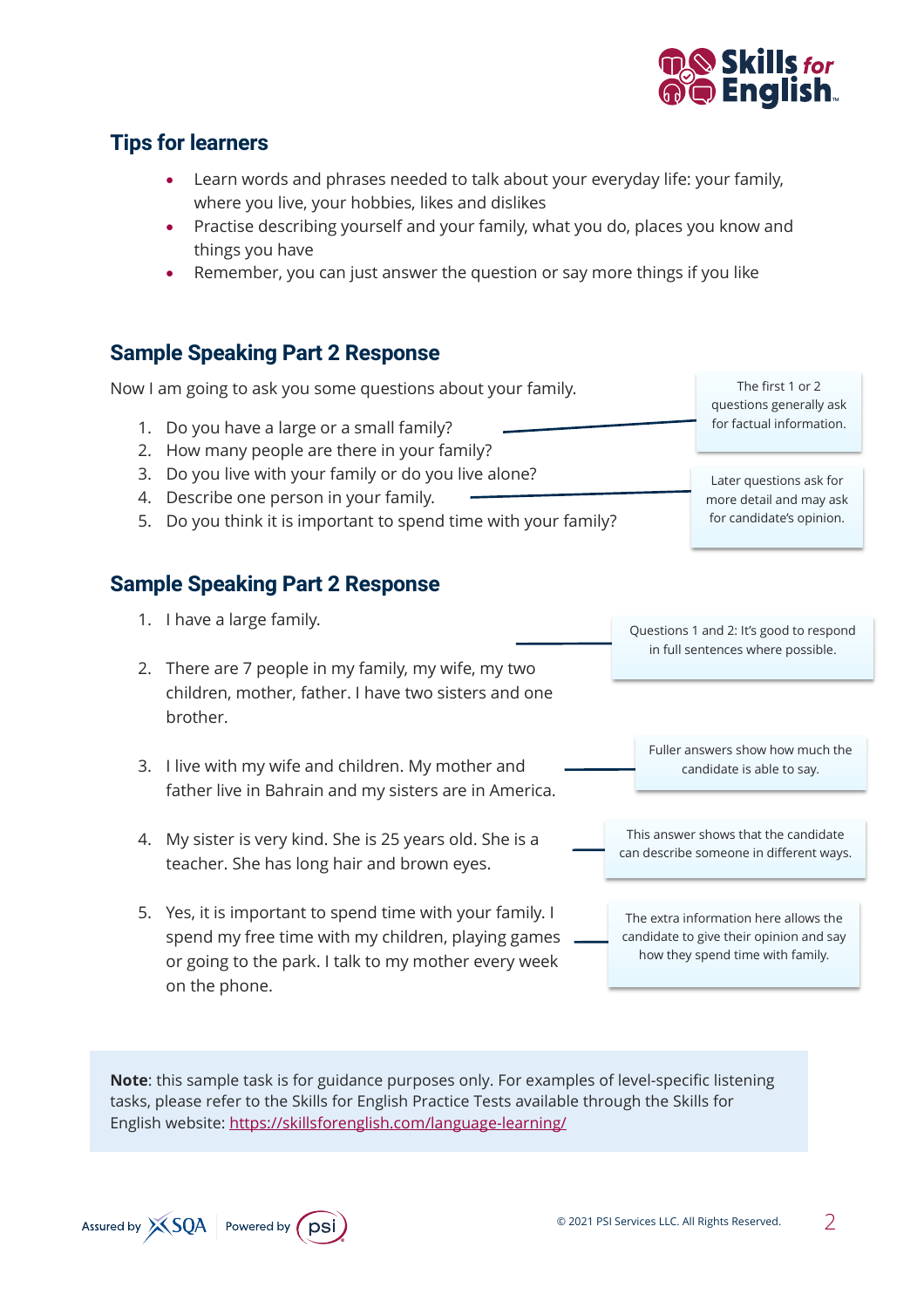## Tips for learners

- Learn words and phrases needed to talk about your everyday life: your family, where you live, your hobbies, likes and dislikes
- Practise describing yourself and your family, what you do, places you know and things you have
- Remember, you can just answer the question or say more things if you like

## Sample Speaking Part 2 Response

Now I am going to ask you some questions about your family.

1. Do you have a large or a small family?
2. How many people are there in your family?
3. Do you live with your family or do you live alone?
4. Describe one person in your family.
5. Do you think it is important to spend time with your family?

The first 1 or 2 questions generally ask for factual information.

Later questions ask for more detail and may ask for candidate's opinion.

## Sample Speaking Part 2 Response

1. I have a large family.
2. There are 7 people in my family, my wife, my two children, mother, father. I have two sisters and one brother.
3. I live with my wife and children. My mother and father live in Bahrain and my sisters are in America.
4. My sister is very kind. She is 25 years old. She is a teacher. She has long hair and brown eyes.
5. Yes, it is important to spend time with your family. I spend my free time with my children, playing games or going to the park. I talk to my mother every week on the phone.

Questions 1 and 2: It's good to respond in full sentences where possible.

Fuller answers show how much the candidate is able to say.

This answer shows that the candidate can describe someone in different ways.

The extra information here allows the candidate to give their opinion and say how they spend time with family.

**Note**: this sample task is for guidance purposes only. For examples of level-specific listening tasks, please refer to the Skills for English Practice Tests available through the Skills for English website: https://skillsforenglish.com/language-learning/

Assured by SQA Powered by psi

© 2021 PSI Services LLC. All Rights Reserved.